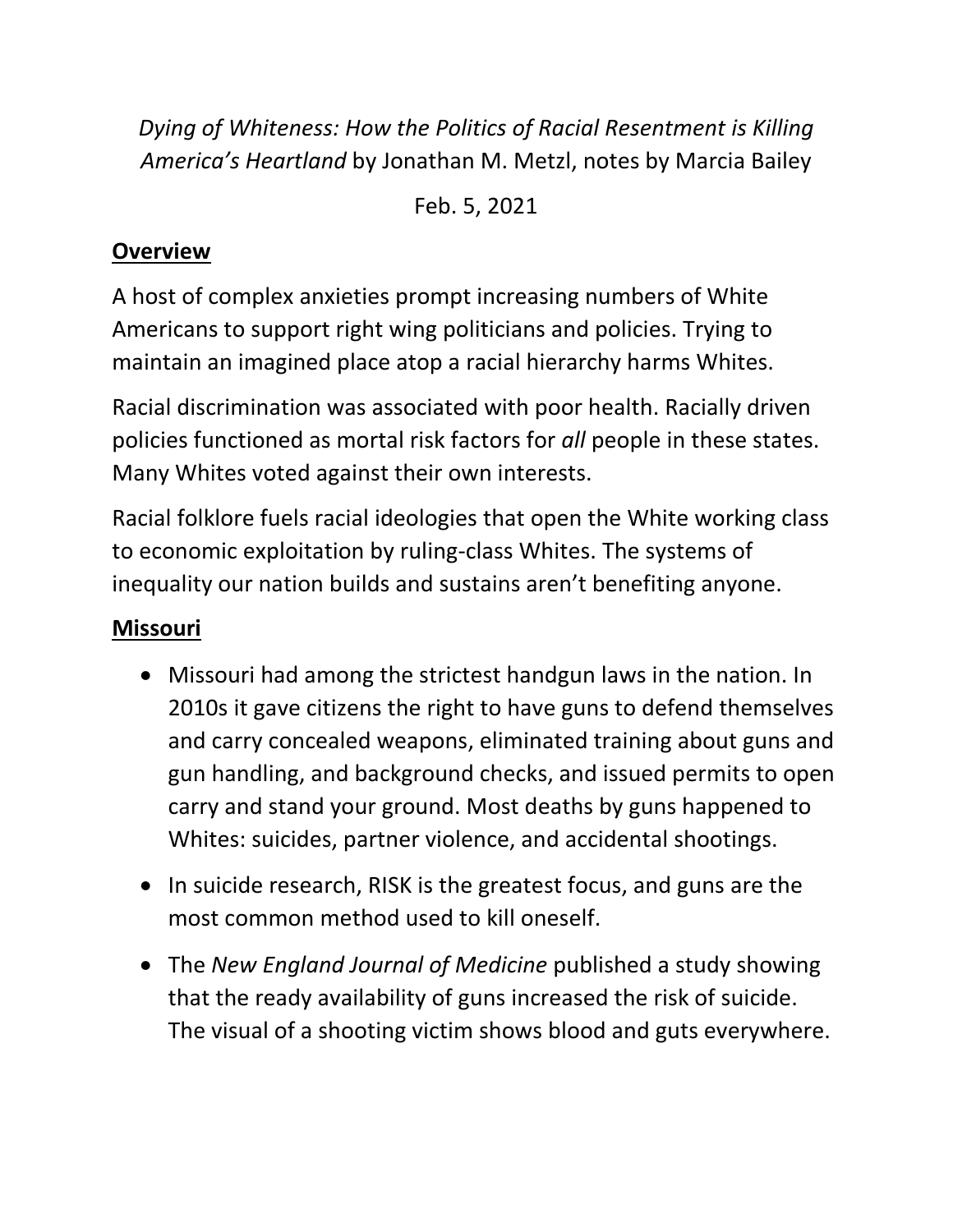*Dying of Whiteness: How the Politics of Racial Resentment is Killing America's Heartland* by Jonathan M. Metzl, notes by Marcia Bailey

Feb. 5, 2021

## Overview

A host of complex anxieties prompt increasing numbers of White Americans to support right wing politicians and policies. Trying to maintain an imagined place atop a racial hierarchy harms Whites.

Racial discrimination was associated with poor health. Racially driven policies functioned as mortal risk factors for *all* people in these states. Many Whites voted against their own interests.

Racial folklore fuels racial ideologies that open the White working class to economic exploitation by ruling-class Whites. The systems of inequality our nation builds and sustains aren't benefiting anyone.

## Missouri

- Missouri had among the strictest handgun laws in the nation. In 2010s it gave citizens the right to have guns to defend themselves and carry concealed weapons, eliminated training about guns and gun handling, and background checks, and issued permits to open carry and stand your ground. Most deaths by guns happened to Whites: suicides, partner violence, and accidental shootings.
- In suicide research, RISK is the greatest focus, and guns are the most common method used to kill oneself.
- The *New England Journal of Medicine* published a study showing that the ready availability of guns increased the risk of suicide. The visual of a shooting victim shows blood and guts everywhere.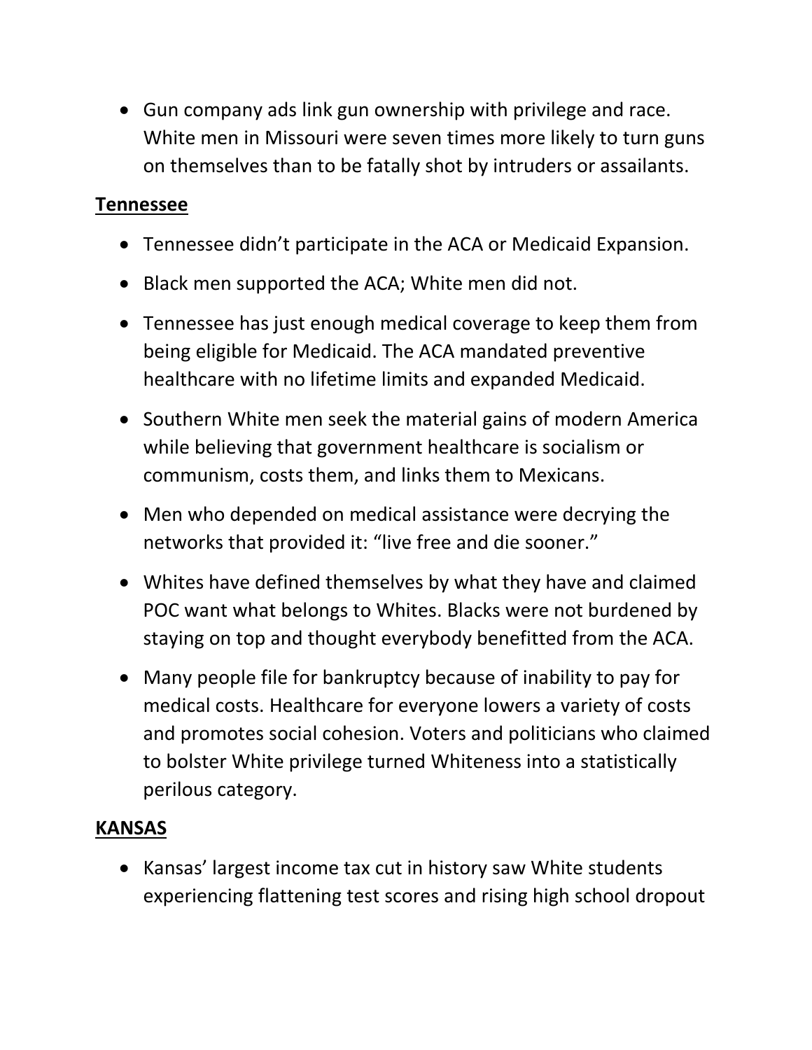- Gun company ads link gun ownership with privilege and race. White men in Missouri were seven times more likely to turn guns on themselves than to be fatally shot by intruders or assailants.

**Tennessee**

- Tennessee didn't participate in the ACA or Medicaid Expansion.
- Black men supported the ACA; White men did not.
- Tennessee has just enough medical coverage to keep them from being eligible for Medicaid. The ACA mandated preventive healthcare with no lifetime limits and expanded Medicaid.
- Southern White men seek the material gains of modern America while believing that government healthcare is socialism or communism, costs them, and links them to Mexicans.
- Men who depended on medical assistance were decrying the networks that provided it: "live free and die sooner."
- Whites have defined themselves by what they have and claimed POC want what belongs to Whites. Blacks were not burdened by staying on top and thought everybody benefitted from the ACA.
- Many people file for bankruptcy because of inability to pay for medical costs. Healthcare for everyone lowers a variety of costs and promotes social cohesion. Voters and politicians who claimed to bolster White privilege turned Whiteness into a statistically perilous category.

**KANSAS**

- Kansas' largest income tax cut in history saw White students experiencing flattening test scores and rising high school dropout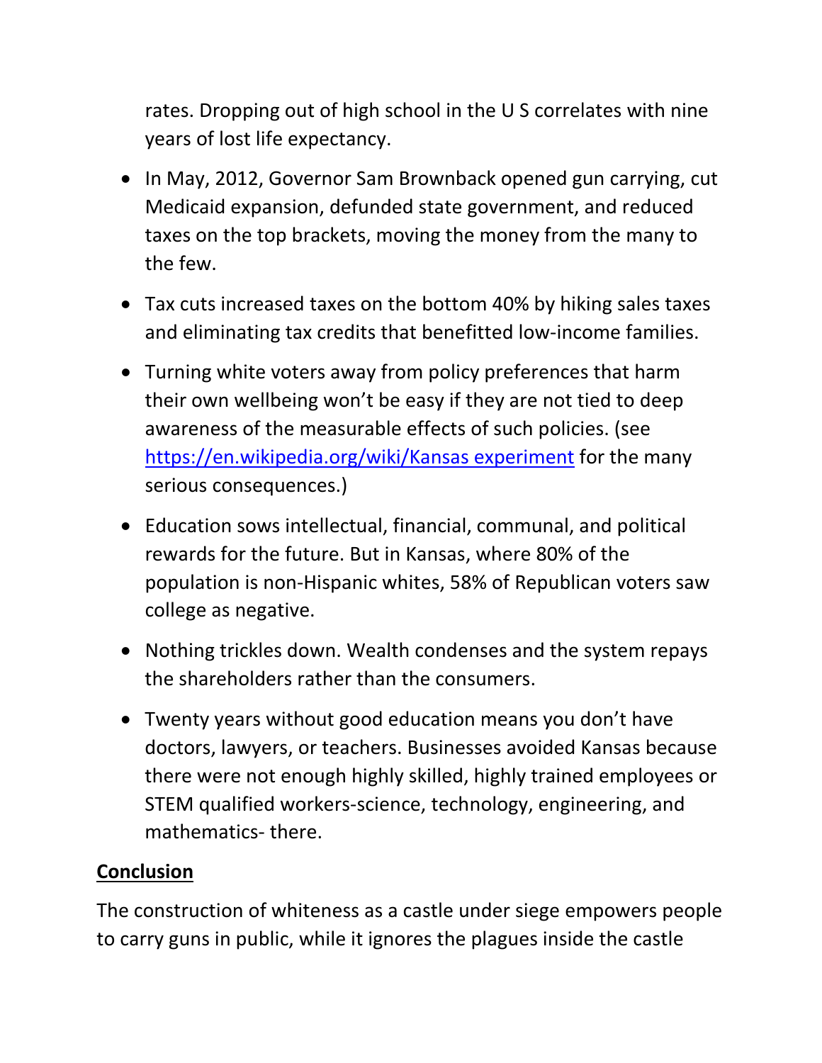rates. Dropping out of high school in the U S correlates with nine years of lost life expectancy.

- In May, 2012, Governor Sam Brownback opened gun carrying, cut Medicaid expansion, defunded state government, and reduced taxes on the top brackets, moving the money from the many to the few.
- Tax cuts increased taxes on the bottom 40% by hiking sales taxes and eliminating tax credits that benefitted low-income families.
- Turning white voters away from policy preferences that harm their own wellbeing won't be easy if they are not tied to deep awareness of the measurable effects of such policies. (see [https://en.wikipedia.org/wiki/Kansas experiment](https://en.wikipedia.org/wiki/Kansas_experiment) for the many serious consequences.)
- Education sows intellectual, financial, communal, and political rewards for the future. But in Kansas, where 80% of the population is non-Hispanic whites, 58% of Republican voters saw college as negative.
- Nothing trickles down. Wealth condenses and the system repays the shareholders rather than the consumers.
- Twenty years without good education means you don't have doctors, lawyers, or teachers. Businesses avoided Kansas because there were not enough highly skilled, highly trained employees or STEM qualified workers-science, technology, engineering, and mathematics- there.

## Conclusion

The construction of whiteness as a castle under siege empowers people to carry guns in public, while it ignores the plagues inside the castle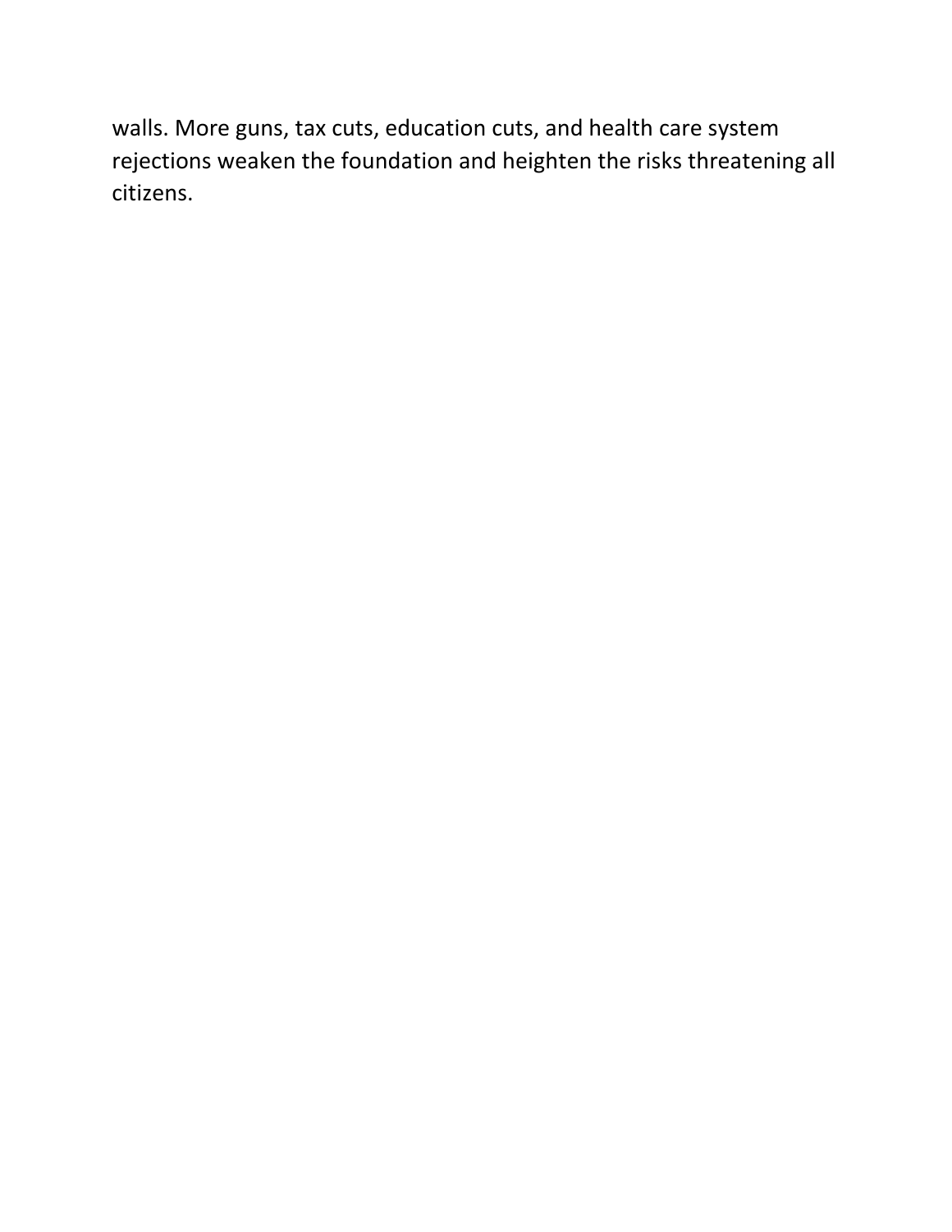walls. More guns, tax cuts, education cuts, and health care system rejections weaken the foundation and heighten the risks threatening all citizens.